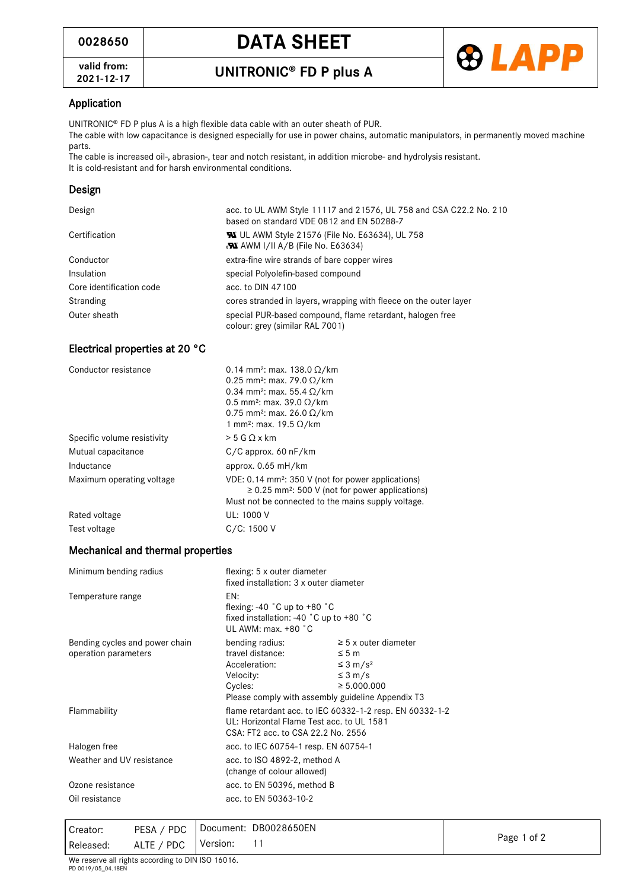| 0028650 | DATA SHEET |
|---|---|
| valid from: 2021-12-17 | UNITRONIC® FD P plus A |

## Application

UNITRONIC® FD P plus A is a high flexible data cable with an outer sheath of PUR.
The cable with low capacitance is designed especially for use in power chains, automatic manipulators, in permanently moved machine parts.
The cable is increased oil-, abrasion-, tear and notch resistant, in addition microbe- and hydrolysis resistant.
It is cold-resistant and for harsh environmental conditions.

## Design

| | |
|---|---|
| Design | acc. to UL AWM Style 11117 and 21576, UL 758 and CSA C22.2 No. 210<br>based on standard VDE 0812 and EN 50288-7 |
| Certification | UL AWM Style 21576 (File No. E63634), UL 758<br>AWM I/II A/B (File No. E63634) |
| Conductor | extra-fine wire strands of bare copper wires |
| Insulation | special Polyolefin-based compound |
| Core identification code | acc. to DIN 47100 |
| Stranding | cores stranded in layers, wrapping with fleece on the outer layer |
| Outer sheath | special PUR-based compound, flame retardant, halogen free<br>colour: grey (similar RAL 7001) |

## Electrical properties at 20 °C

| | |
|---|---|
| Conductor resistance | 0.14 mm²: max. 138.0 Ω/km<br>0.25 mm²: max. 79.0 Ω/km<br>0.34 mm²: max. 55.4 Ω/km<br>0.5 mm²: max. 39.0 Ω/km<br>0.75 mm²: max. 26.0 Ω/km<br>1 mm²: max. 19.5 Ω/km |
| Specific volume resistivity | > 5 G Ω x km |
| Mutual capacitance | C/C approx. 60 nF/km |
| Inductance | approx. 0.65 mH/km |
| Maximum operating voltage | VDE: 0.14 mm²: 350 V (not for power applications)<br>≥ 0.25 mm²: 500 V (not for power applications)<br>Must not be connected to the mains supply voltage. |
| Rated voltage | UL: 1000 V |
| Test voltage | C/C: 1500 V |

## Mechanical and thermal properties

| | |
|---|---|
| Minimum bending radius | flexing: 5 x outer diameter<br>fixed installation: 3 x outer diameter |
| Temperature range | EN:<br>flexing: -40 °C up to +80 °C<br>fixed installation: -40 °C up to +80 °C<br>UL AWM: max. +80 °C |
| Bending cycles and power chain operation parameters | bending radius: ≥ 5 x outer diameter<br>travel distance: ≤ 5 m<br>Acceleration: ≤ 3 m/s²<br>Velocity: ≤ 3 m/s<br>Cycles: ≥ 5.000.000<br>Please comply with assembly guideline Appendix T3 |
| Flammability | flame retardant acc. to IEC 60332-1-2 resp. EN 60332-1-2<br>UL: Horizontal Flame Test acc. to UL 1581<br>CSA: FT2 acc. to CSA 22.2 No. 2556 |
| Halogen free | acc. to IEC 60754-1 resp. EN 60754-1 |
| Weather and UV resistance | acc. to ISO 4892-2, method A<br>(change of colour allowed) |
| Ozone resistance | acc. to EN 50396, method B |
| Oil resistance | acc. to EN 50363-10-2 |

| Creator: | PESA / PDC | Document: DB0028650EN |
|---|---|---|
| Released: | ALTE / PDC | Version: 11 |

We reserve all rights according to DIN ISO 16016.
PD 0019/05_04.18EN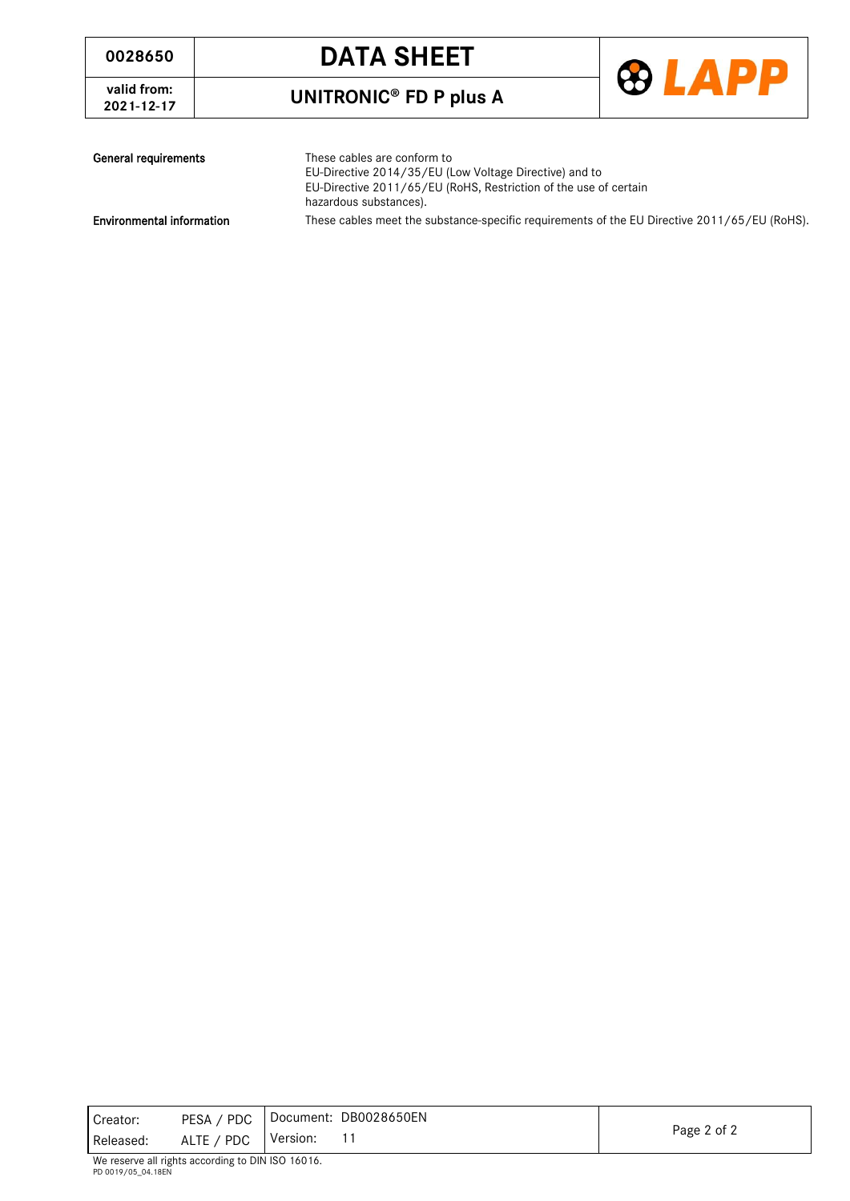| | |
|---|---|
| **General requirements** | These cables are conform to<br>EU-Directive 2014/35/EU (Low Voltage Directive) and to<br>EU-Directive 2011/65/EU (RoHS, Restriction of the use of certain hazardous substances). |
| **Environmental information** | These cables meet the substance-specific requirements of the EU Directive 2011/65/EU (RoHS). |